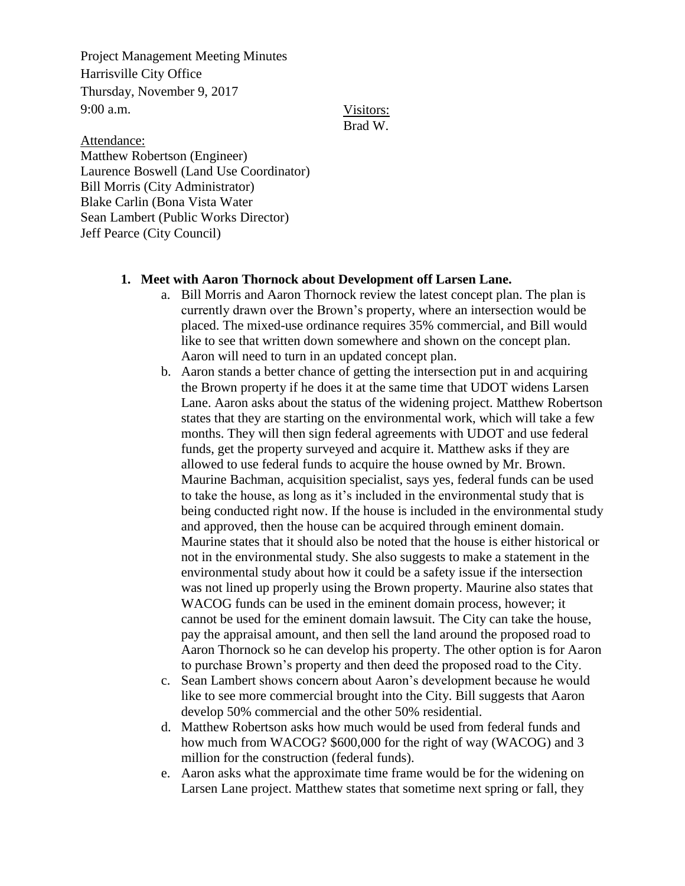Project Management Meeting Minutes
Harrisville City Office
Thursday, November 9, 2017
9:00 a.m.

Visitors:
Brad W.

Attendance:
Matthew Robertson (Engineer)
Laurence Boswell (Land Use Coordinator)
Bill Morris (City Administrator)
Blake Carlin (Bona Vista Water
Sean Lambert (Public Works Director)
Jeff Pearce (City Council)

1. **Meet with Aaron Thornock about Development off Larsen Lane.**
   a. Bill Morris and Aaron Thornock review the latest concept plan. The plan is currently drawn over the Brown's property, where an intersection would be placed. The mixed-use ordinance requires 35% commercial, and Bill would like to see that written down somewhere and shown on the concept plan. Aaron will need to turn in an updated concept plan.
   b. Aaron stands a better chance of getting the intersection put in and acquiring the Brown property if he does it at the same time that UDOT widens Larsen Lane. Aaron asks about the status of the widening project. Matthew Robertson states that they are starting on the environmental work, which will take a few months. They will then sign federal agreements with UDOT and use federal funds, get the property surveyed and acquire it. Matthew asks if they are allowed to use federal funds to acquire the house owned by Mr. Brown. Maurine Bachman, acquisition specialist, says yes, federal funds can be used to take the house, as long as it's included in the environmental study that is being conducted right now. If the house is included in the environmental study and approved, then the house can be acquired through eminent domain. Maurine states that it should also be noted that the house is either historical or not in the environmental study. She also suggests to make a statement in the environmental study about how it could be a safety issue if the intersection was not lined up properly using the Brown property. Maurine also states that WACOG funds can be used in the eminent domain process, however; it cannot be used for the eminent domain lawsuit. The City can take the house, pay the appraisal amount, and then sell the land around the proposed road to Aaron Thornock so he can develop his property. The other option is for Aaron to purchase Brown's property and then deed the proposed road to the City.
   c. Sean Lambert shows concern about Aaron's development because he would like to see more commercial brought into the City. Bill suggests that Aaron develop 50% commercial and the other 50% residential.
   d. Matthew Robertson asks how much would be used from federal funds and how much from WACOG? $600,000 for the right of way (WACOG) and 3 million for the construction (federal funds).
   e. Aaron asks what the approximate time frame would be for the widening on Larsen Lane project. Matthew states that sometime next spring or fall, they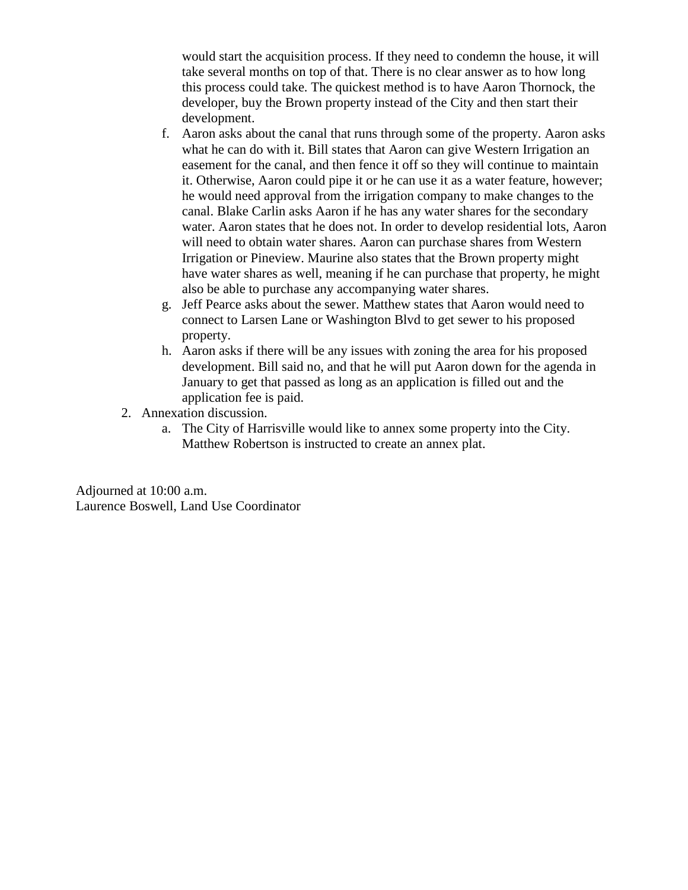would start the acquisition process. If they need to condemn the house, it will take several months on top of that. There is no clear answer as to how long this process could take. The quickest method is to have Aaron Thornock, the developer, buy the Brown property instead of the City and then start their development.

f. Aaron asks about the canal that runs through some of the property. Aaron asks what he can do with it. Bill states that Aaron can give Western Irrigation an easement for the canal, and then fence it off so they will continue to maintain it. Otherwise, Aaron could pipe it or he can use it as a water feature, however; he would need approval from the irrigation company to make changes to the canal. Blake Carlin asks Aaron if he has any water shares for the secondary water. Aaron states that he does not. In order to develop residential lots, Aaron will need to obtain water shares. Aaron can purchase shares from Western Irrigation or Pineview. Maurine also states that the Brown property might have water shares as well, meaning if he can purchase that property, he might also be able to purchase any accompanying water shares.

g. Jeff Pearce asks about the sewer. Matthew states that Aaron would need to connect to Larsen Lane or Washington Blvd to get sewer to his proposed property.

h. Aaron asks if there will be any issues with zoning the area for his proposed development. Bill said no, and that he will put Aaron down for the agenda in January to get that passed as long as an application is filled out and the application fee is paid.

2. Annexation discussion.
   a. The City of Harrisville would like to annex some property into the City. Matthew Robertson is instructed to create an annex plat.

Adjourned at 10:00 a.m.
Laurence Boswell, Land Use Coordinator